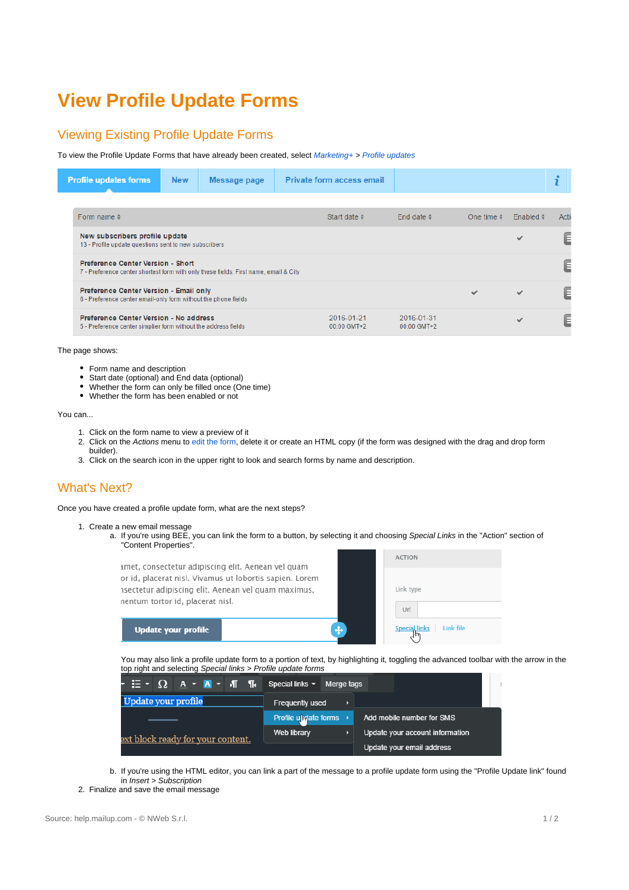# View Profile Update Forms

## Viewing Existing Profile Update Forms

To view the Profile Update Forms that have already been created, select *Marketing+* > *Profile updates*

The page shows:

- Form name and description
- Start date (optional) and End data (optional)
- Whether the form can only be filled once (One time)
- Whether the form has been enabled or not

You can...

1. Click on the form name to view a preview of it
2. Click on the *Actions* menu to edit the form, delete it or create an HTML copy (if the form was designed with the drag and drop form builder).
3. Click on the search icon in the upper right to look and search forms by name and description.

## What's Next?

Once you have created a profile update form, what are the next steps?

1. Create a new email message
   a. If you're using BEE, you can link the form to a button, by selecting it and choosing *Special Links* in the "Action" section of "Content Properties".

      You may also link a profile update form to a portion of text, by highlighting it, toggling the advanced toolbar with the arrow in the top right and selecting *Special links > Profile update forms*

   b. If you're using the HTML editor, you can link a part of the message to a profile update form using the "Profile Update link" found in *Insert > Subscription*
2. Finalize and save the email message

Source: help.mailup.com - © NWeb S.r.l.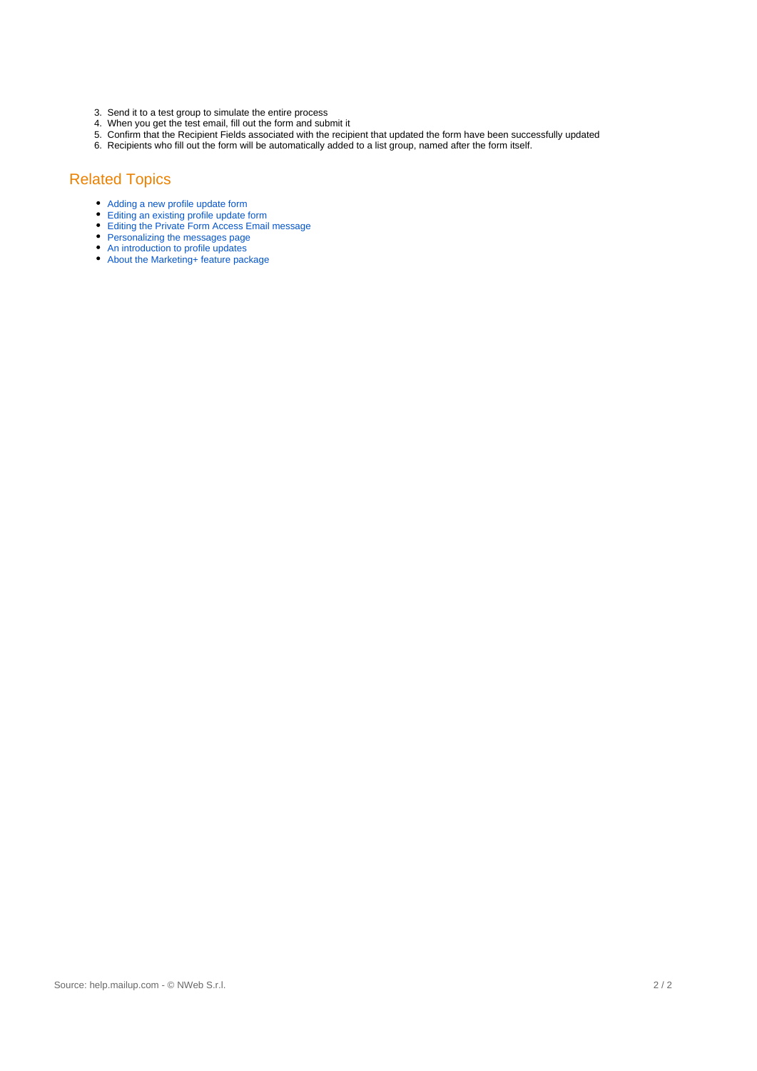3. Send it to a test group to simulate the entire process
4. When you get the test email, fill out the form and submit it
5. Confirm that the Recipient Fields associated with the recipient that updated the form have been successfully updated
6. Recipients who fill out the form will be automatically added to a list group, named after the form itself.

## Related Topics

- Adding a new profile update form
- Editing an existing profile update form
- Editing the Private Form Access Email message
- Personalizing the messages page
- An introduction to profile updates
- About the Marketing+ feature package

Source: help.mailup.com - © NWeb S.r.l.